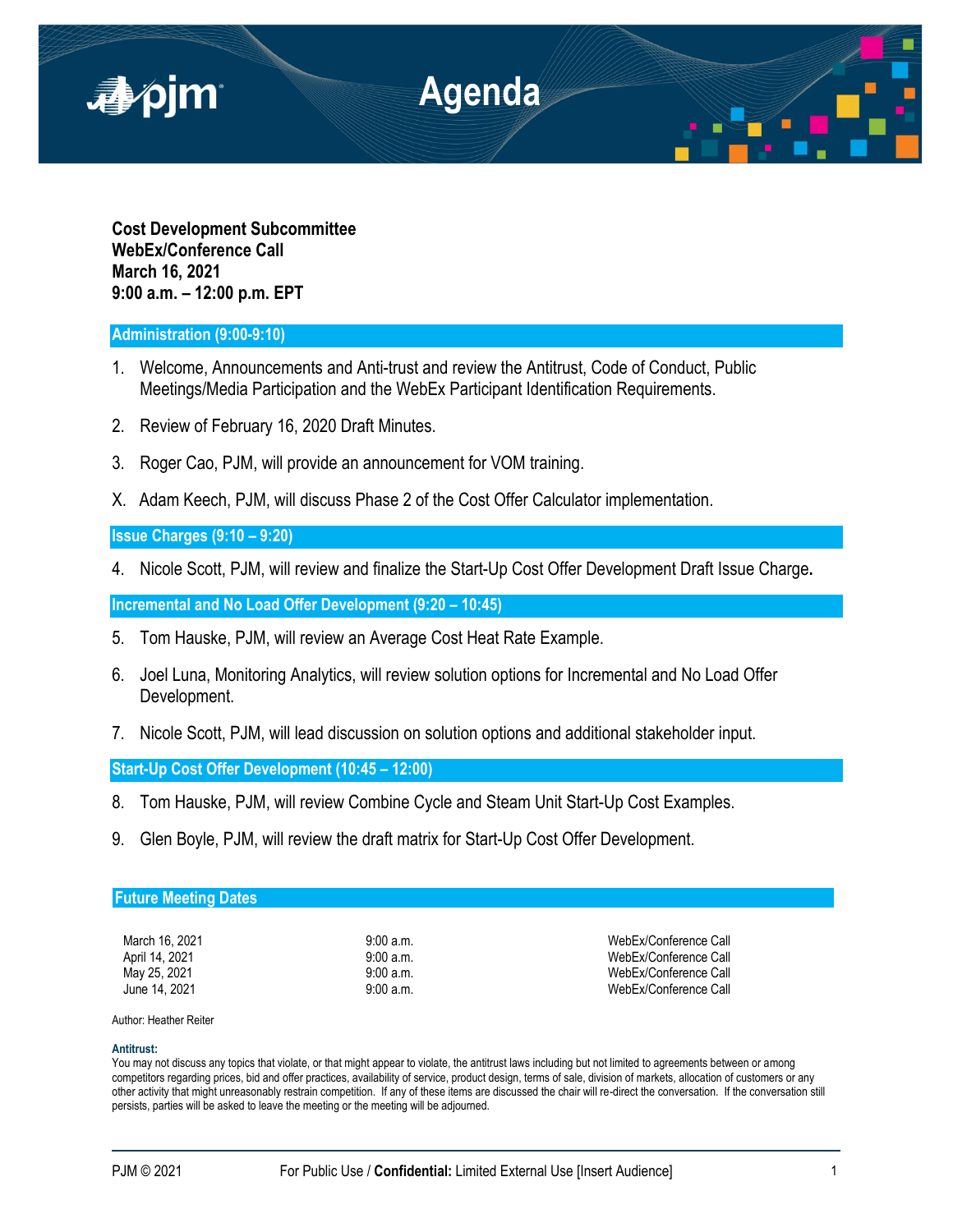# Agenda

**Cost Development Subcommittee**
**WebEx/Conference Call**
**March 16, 2021**
**9:00 a.m. – 12:00 p.m. EPT**

## Administration (9:00-9:10)

1. Welcome, Announcements and Anti-trust and review the Antitrust, Code of Conduct, Public Meetings/Media Participation and the WebEx Participant Identification Requirements.
2. Review of February 16, 2020 Draft Minutes.
3. Roger Cao, PJM, will provide an announcement for VOM training.

X. Adam Keech, PJM, will discuss Phase 2 of the Cost Offer Calculator implementation.

## Issue Charges (9:10 – 9:20)

4. Nicole Scott, PJM, will review and finalize the Start-Up Cost Offer Development Draft Issue Charge**.**

## Incremental and No Load Offer Development (9:20 – 10:45)

5. Tom Hauske, PJM, will review an Average Cost Heat Rate Example.
6. Joel Luna, Monitoring Analytics, will review solution options for Incremental and No Load Offer Development.
7. Nicole Scott, PJM, will lead discussion on solution options and additional stakeholder input.

## Start-Up Cost Offer Development (10:45 – 12:00)

8. Tom Hauske, PJM, will review Combine Cycle and Steam Unit Start-Up Cost Examples.
9. Glen Boyle, PJM, will review the draft matrix for Start-Up Cost Offer Development.

## Future Meeting Dates

| | | |
|---|---|---|
| March 16, 2021 | 9:00 a.m. | WebEx/Conference Call |
| April 14, 2021 | 9:00 a.m. | WebEx/Conference Call |
| May 25, 2021 | 9:00 a.m. | WebEx/Conference Call |
| June 14, 2021 | 9:00 a.m. | WebEx/Conference Call |

Author: Heather Reiter

**Antitrust:**
You may not discuss any topics that violate, or that might appear to violate, the antitrust laws including but not limited to agreements between or among competitors regarding prices, bid and offer practices, availability of service, product design, terms of sale, division of markets, allocation of customers or any other activity that might unreasonably restrain competition. If any of these items are discussed the chair will re-direct the conversation. If the conversation still persists, parties will be asked to leave the meeting or the meeting will be adjourned.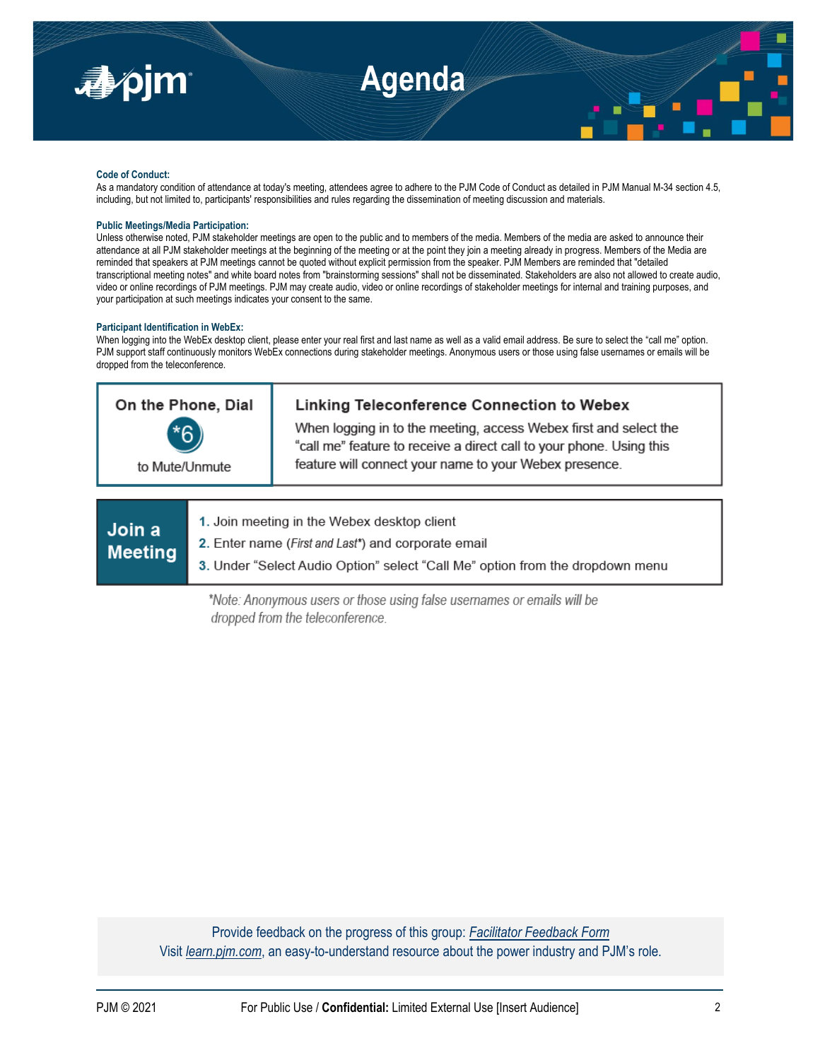# Agenda

**Code of Conduct:**
As a mandatory condition of attendance at today's meeting, attendees agree to adhere to the PJM Code of Conduct as detailed in PJM Manual M-34 section 4.5, including, but not limited to, participants' responsibilities and rules regarding the dissemination of meeting discussion and materials.

**Public Meetings/Media Participation:**
Unless otherwise noted, PJM stakeholder meetings are open to the public and to members of the media. Members of the media are asked to announce their attendance at all PJM stakeholder meetings at the beginning of the meeting or at the point they join a meeting already in progress. Members of the Media are reminded that speakers at PJM meetings cannot be quoted without explicit permission from the speaker. PJM Members are reminded that "detailed transcriptional meeting notes" and white board notes from "brainstorming sessions" shall not be disseminated. Stakeholders are also not allowed to create audio, video or online recordings of PJM meetings. PJM may create audio, video or online recordings of stakeholder meetings for internal and training purposes, and your participation at such meetings indicates your consent to the same.

**Participant Identification in WebEx:**
When logging into the WebEx desktop client, please enter your real first and last name as well as a valid email address. Be sure to select the "call me" option. PJM support staff continuously monitors WebEx connections during stakeholder meetings. Anonymous users or those using false usernames or emails will be dropped from the teleconference.

| On the Phone, Dial *6 to Mute/Unmute | **Linking Teleconference Connection to Webex** When logging in to the meeting, access Webex first and select the "call me" feature to receive a direct call to your phone. Using this feature will connect your name to your Webex presence. |
|---|---|

**Join a Meeting**

1. Join meeting in the Webex desktop client
2. Enter name (*First and Last**) and corporate email
3. Under "Select Audio Option" select "Call Me" option from the dropdown menu

*\*Note: Anonymous users or those using false usernames or emails will be dropped from the teleconference.*

Provide feedback on the progress of this group: *Facilitator Feedback Form*
Visit *learn.pjm.com*, an easy-to-understand resource about the power industry and PJM's role.

PJM © 2021 For Public Use / **Confidential:** Limited External Use [Insert Audience]